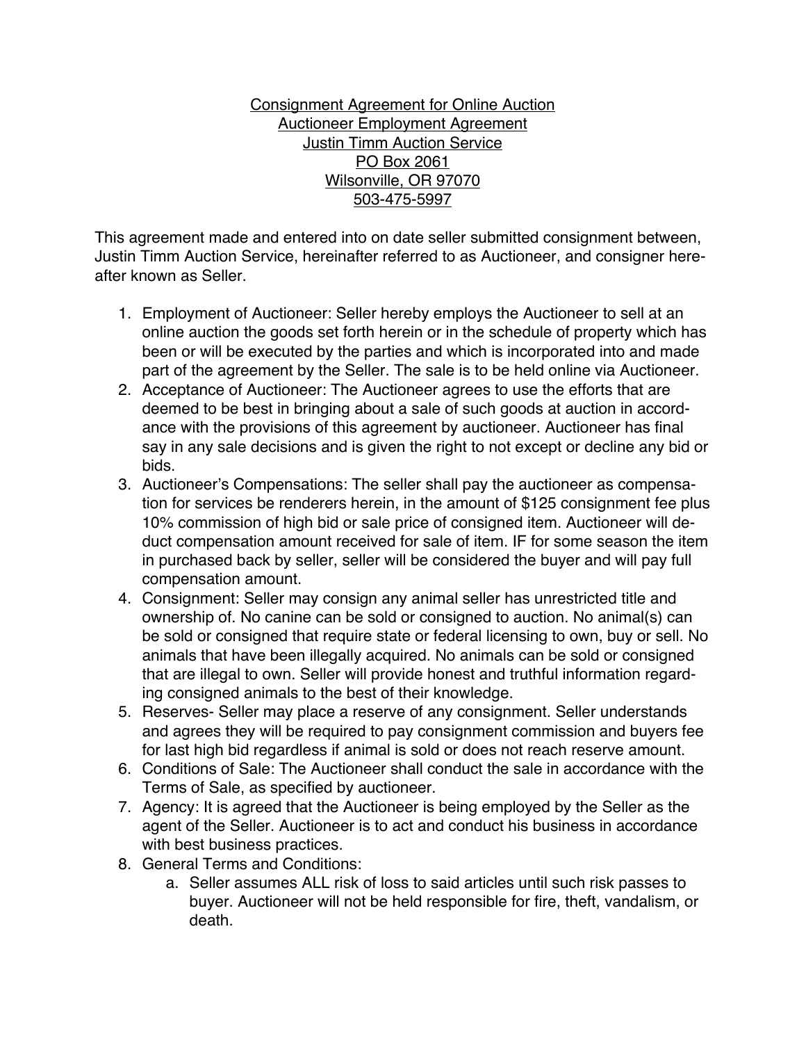<u>Consignment Agreement for Online Auction</u>
<u>Auctioneer Employment Agreement</u>
<u>Justin Timm Auction Service</u>
<u>PO Box 2061</u>
<u>Wilsonville, OR 97070</u>
<u>503-475-5997</u>

This agreement made and entered into on date seller submitted consignment between, Justin Timm Auction Service, hereinafter referred to as Auctioneer, and consigner hereafter known as Seller.

1. Employment of Auctioneer: Seller hereby employs the Auctioneer to sell at an online auction the goods set forth herein or in the schedule of property which has been or will be executed by the parties and which is incorporated into and made part of the agreement by the Seller. The sale is to be held online via Auctioneer.
2. Acceptance of Auctioneer: The Auctioneer agrees to use the efforts that are deemed to be best in bringing about a sale of such goods at auction in accordance with the provisions of this agreement by auctioneer. Auctioneer has final say in any sale decisions and is given the right to not except or decline any bid or bids.
3. Auctioneer's Compensations: The seller shall pay the auctioneer as compensation for services be renderers herein, in the amount of $125 consignment fee plus 10% commission of high bid or sale price of consigned item. Auctioneer will deduct compensation amount received for sale of item. IF for some season the item in purchased back by seller, seller will be considered the buyer and will pay full compensation amount.
4. Consignment: Seller may consign any animal seller has unrestricted title and ownership of. No canine can be sold or consigned to auction. No animal(s) can be sold or consigned that require state or federal licensing to own, buy or sell. No animals that have been illegally acquired. No animals can be sold or consigned that are illegal to own. Seller will provide honest and truthful information regarding consigned animals to the best of their knowledge.
5. Reserves- Seller may place a reserve of any consignment. Seller understands and agrees they will be required to pay consignment commission and buyers fee for last high bid regardless if animal is sold or does not reach reserve amount.
6. Conditions of Sale: The Auctioneer shall conduct the sale in accordance with the Terms of Sale, as specified by auctioneer.
7. Agency: It is agreed that the Auctioneer is being employed by the Seller as the agent of the Seller. Auctioneer is to act and conduct his business in accordance with best business practices.
8. General Terms and Conditions:
   a. Seller assumes ALL risk of loss to said articles until such risk passes to buyer. Auctioneer will not be held responsible for fire, theft, vandalism, or death.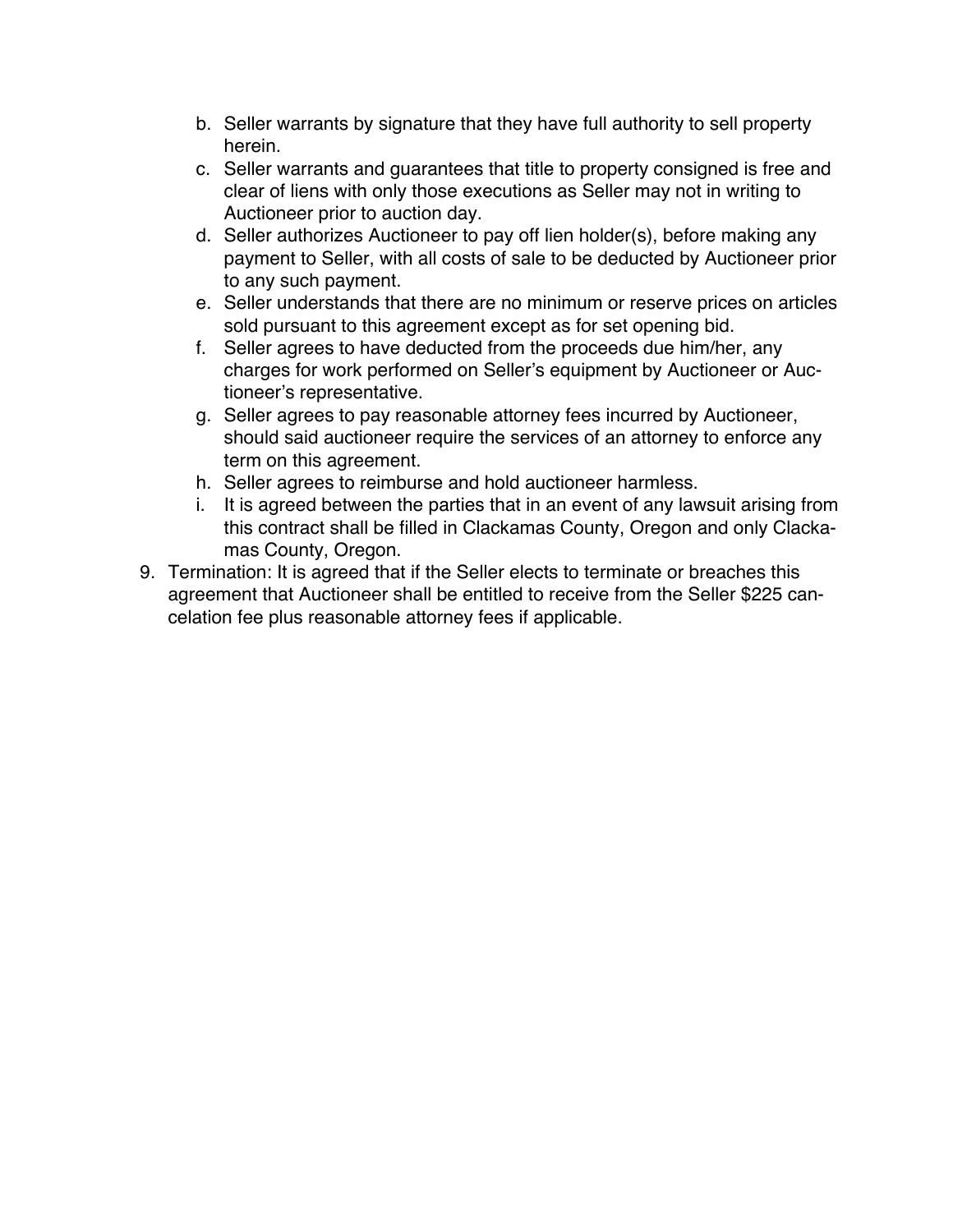b. Seller warrants by signature that they have full authority to sell property herein.
c. Seller warrants and guarantees that title to property consigned is free and clear of liens with only those executions as Seller may not in writing to Auctioneer prior to auction day.
d. Seller authorizes Auctioneer to pay off lien holder(s), before making any payment to Seller, with all costs of sale to be deducted by Auctioneer prior to any such payment.
e. Seller understands that there are no minimum or reserve prices on articles sold pursuant to this agreement except as for set opening bid.
f. Seller agrees to have deducted from the proceeds due him/her, any charges for work performed on Seller's equipment by Auctioneer or Auctioneer's representative.
g. Seller agrees to pay reasonable attorney fees incurred by Auctioneer, should said auctioneer require the services of an attorney to enforce any term on this agreement.
h. Seller agrees to reimburse and hold auctioneer harmless.
i. It is agreed between the parties that in an event of any lawsuit arising from this contract shall be filled in Clackamas County, Oregon and only Clackamas County, Oregon.

9. Termination: It is agreed that if the Seller elects to terminate or breaches this agreement that Auctioneer shall be entitled to receive from the Seller $225 cancelation fee plus reasonable attorney fees if applicable.